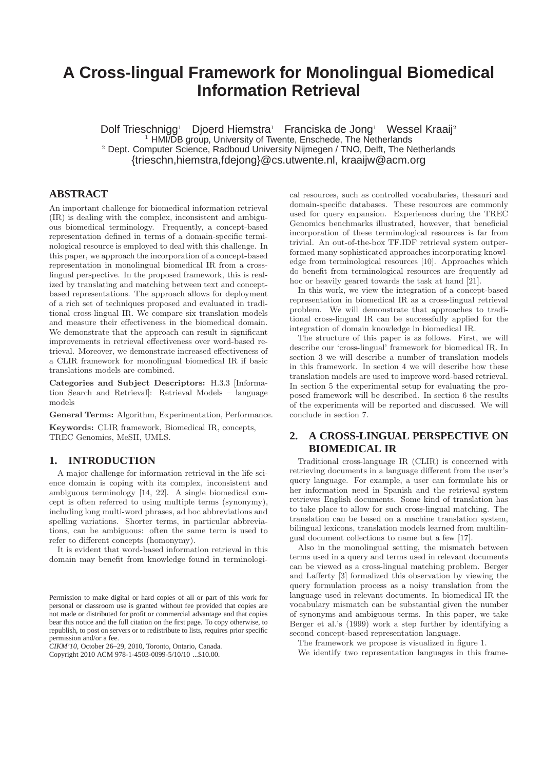# A Cross-lingual Framework for Monolingual Biomedical Information Retrieval

Dolf Trieschnigg[1] Djoerd Hiemstra[1] Franciska de Jong[1] Wessel Kraaij[2]

[1] HMI/DB group, University of Twente, Enschede, The Netherlands

[2] Dept. Computer Science, Radboud University Nijmegen / TNO, Delft, The Netherlands

{trieschn,hiemstra,fdejong}@cs.utwente.nl, kraaijw@acm.org

## ABSTRACT

An important challenge for biomedical information retrieval (IR) is dealing with the complex, inconsistent and ambiguous biomedical terminology. Frequently, a concept-based representation defined in terms of a domain-specific terminological resource is employed to deal with this challenge. In this paper, we approach the incorporation of a concept-based representation in monolingual biomedical IR from a cross-lingual perspective. In the proposed framework, this is realized by translating and matching between text and concept-based representations. The approach allows for deployment of a rich set of techniques proposed and evaluated in traditional cross-lingual IR. We compare six translation models and measure their effectiveness in the biomedical domain. We demonstrate that the approach can result in significant improvements in retrieval effectiveness over word-based retrieval. Moreover, we demonstrate increased effectiveness of a CLIR framework for monolingual biomedical IR if basic translations models are combined.

**Categories and Subject Descriptors:** H.3.3 [Information Search and Retrieval]: Retrieval Models – language models

**General Terms:** Algorithm, Experimentation, Performance.

**Keywords:** CLIR framework, Biomedical IR, concepts, TREC Genomics, MeSH, UMLS.

## 1. INTRODUCTION

A major challenge for information retrieval in the life science domain is coping with its complex, inconsistent and ambiguous terminology [14, 22]. A single biomedical concept is often referred to using multiple terms (synonymy), including long multi-word phrases, ad hoc abbreviations and spelling variations. Shorter terms, in particular abbreviations, can be ambiguous: often the same term is used to refer to different concepts (homonymy).

It is evident that word-based information retrieval in this domain may benefit from knowledge found in terminological resources, such as controlled vocabularies, thesauri and domain-specific databases. These resources are commonly used for query expansion. Experiences during the TREC Genomics benchmarks illustrated, however, that beneficial incorporation of these terminological resources is far from trivial. An out-of-the-box TF.IDF retrieval system outperformed many sophisticated approaches incorporating knowledge from terminological resources [10]. Approaches which do benefit from terminological resources are frequently ad hoc or heavily geared towards the task at hand [21].

In this work, we view the integration of a concept-based representation in biomedical IR as a cross-lingual retrieval problem. We will demonstrate that approaches to traditional cross-lingual IR can be successfully applied for the integration of domain knowledge in biomedical IR.

The structure of this paper is as follows. First, we will describe our 'cross-lingual' framework for biomedical IR. In section 3 we will describe a number of translation models in this framework. In section 4 we will describe how these translation models are used to improve word-based retrieval. In section 5 the experimental setup for evaluating the proposed framework will be described. In section 6 the results of the experiments will be reported and discussed. We will conclude in section 7.

## 2. A CROSS-LINGUAL PERSPECTIVE ON BIOMEDICAL IR

Traditional cross-language IR (CLIR) is concerned with retrieving documents in a language different from the user's query language. For example, a user can formulate his or her information need in Spanish and the retrieval system retrieves English documents. Some kind of translation has to take place to allow for such cross-lingual matching. The translation can be based on a machine translation system, bilingual lexicons, translation models learned from multilingual document collections to name but a few [17].

Also in the monolingual setting, the mismatch between terms used in a query and terms used in relevant documents can be viewed as a cross-lingual matching problem. Berger and Lafferty [3] formalized this observation by viewing the query formulation process as a noisy translation from the language used in relevant documents. In biomedical IR the vocabulary mismatch can be substantial given the number of synonyms and ambiguous terms. In this paper, we take Berger et al.'s (1999) work a step further by identifying a second concept-based representation language.

The framework we propose is visualized in figure 1.

We identify two representation languages in this frame-

Permission to make digital or hard copies of all or part of this work for personal or classroom use is granted without fee provided that copies are not made or distributed for profit or commercial advantage and that copies bear this notice and the full citation on the first page. To copy otherwise, to republish, to post on servers or to redistribute to lists, requires prior specific permission and/or a fee.

*CIKM'10,* October 26–29, 2010, Toronto, Ontario, Canada.

Copyright 2010 ACM 978-1-4503-0099-5/10/10 ...$10.00.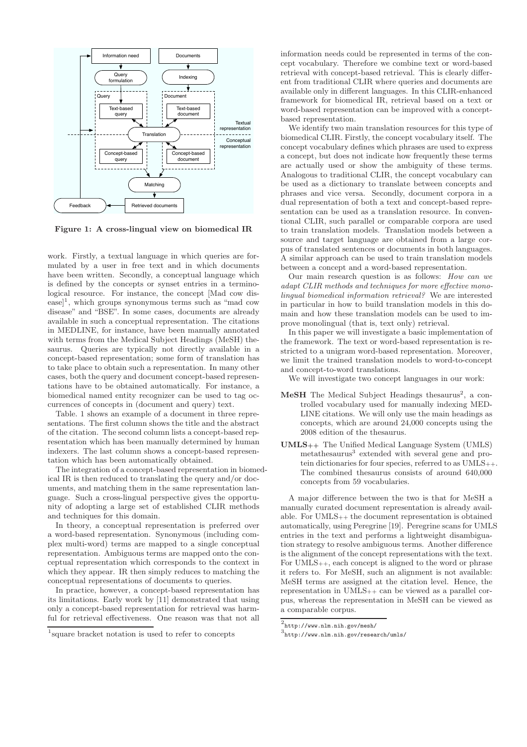**Figure 1: A cross-lingual view on biomedical IR**

work. Firstly, a textual language in which queries are formulated by a user in free text and in which documents have been written. Secondly, a conceptual language which is defined by the concepts or synset entries in a terminological resource. For instance, the concept [Mad cow disease][1], which groups synonymous terms such as "mad cow disease" and "BSE". In some cases, documents are already available in such a conceptual representation. The citations in MEDLINE, for instance, have been manually annotated with terms from the Medical Subject Headings (MeSH) thesaurus. Queries are typically not directly available in a concept-based representation; some form of translation has to take place to obtain such a representation. In many other cases, both the query and document concept-based representations have to be obtained automatically. For instance, a biomedical named entity recognizer can be used to tag occurrences of concepts in (document and query) text.

Table. 1 shows an example of a document in three representations. The first column shows the title and the abstract of the citation. The second column lists a concept-based representation which has been manually determined by human indexers. The last column shows a concept-based representation which has been automatically obtained.

The integration of a concept-based representation in biomedical IR is then reduced to translating the query and/or documents, and matching them in the same representation language. Such a cross-lingual perspective gives the opportunity of adopting a large set of established CLIR methods and techniques for this domain.

In theory, a conceptual representation is preferred over a word-based representation. Synonymous (including complex multi-word) terms are mapped to a single conceptual representation. Ambiguous terms are mapped onto the conceptual representation which corresponds to the context in which they appear. IR then simply reduces to matching the conceptual representations of documents to queries.

In practice, however, a concept-based representation has its limitations. Early work by [11] demonstrated that using only a concept-based representation for retrieval was harmful for retrieval effectiveness. One reason was that not all information needs could be represented in terms of the concept vocabulary. Therefore we combine text or word-based retrieval with concept-based retrieval. This is clearly different from traditional CLIR where queries and documents are available only in different languages. In this CLIR-enhanced framework for biomedical IR, retrieval based on a text or word-based representation can be improved with a concept-based representation.

We identify two main translation resources for this type of biomedical CLIR. Firstly, the concept vocabulary itself. The concept vocabulary defines which phrases are used to express a concept, but does not indicate how frequently these terms are actually used or show the ambiguity of these terms. Analogous to traditional CLIR, the concept vocabulary can be used as a dictionary to translate between concepts and phrases and vice versa. Secondly, document corpora in a dual representation of both a text and concept-based representation can be used as a translation resource. In conventional CLIR, such parallel or comparable corpora are used to train translation models. Translation models between a source and target language are obtained from a large corpus of translated sentences or documents in both languages. A similar approach can be used to train translation models between a concept and a word-based representation.

Our main research question is as follows: *How can we adapt CLIR methods and techniques for more effective monolingual biomedical information retrieval?* We are interested in particular in how to build translation models in this domain and how these translation models can be used to improve monolingual (that is, text only) retrieval.

In this paper we will investigate a basic implementation of the framework. The text or word-based representation is restricted to a unigram word-based representation. Moreover, we limit the trained translation models to word-to-concept and concept-to-word translations.

We will investigate two concept languages in our work:

- **MeSH** The Medical Subject Headings thesaurus[2], a controlled vocabulary used for manually indexing MEDLINE citations. We will only use the main headings as concepts, which are around 24,000 concepts using the 2008 edition of the thesaurus.
- **UMLS++** The Unified Medical Language System (UMLS) metathesaurus[3] extended with several gene and protein dictionaries for four species, referred to as UMLS++. The combined thesaurus consists of around 640,000 concepts from 59 vocabularies.

A major difference between the two is that for MeSH a manually curated document representation is already available. For UMLS++ the document representation is obtained automatically, using Peregrine [19]. Peregrine scans for UMLS entries in the text and performs a lightweight disambiguation strategy to resolve ambiguous terms. Another difference is the alignment of the concept representations with the text. For UMLS++, each concept is aligned to the word or phrase it refers to. For MeSH, such an alignment is not available: MeSH terms are assigned at the citation level. Hence, the representation in UMLS++ can be viewed as a parallel corpus, whereas the representation in MeSH can be viewed as a comparable corpus.

[1] square bracket notation is used to refer to concepts

[2] http://www.nlm.nih.gov/mesh/

[3] http://www.nlm.nih.gov/research/umls/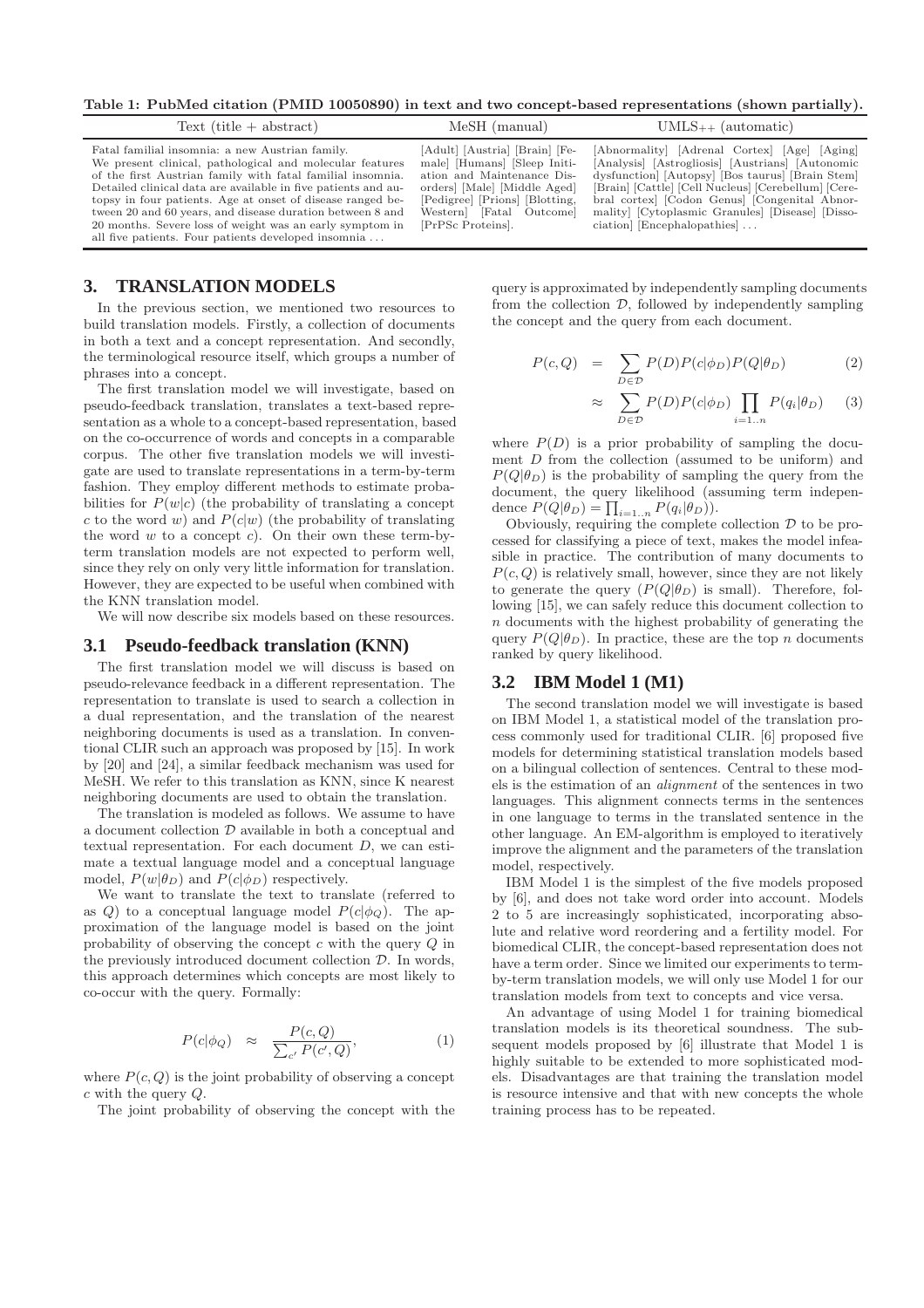**Table 1: PubMed citation (PMID 10050890) in text and two concept-based representations (shown partially).**

| Text (title + abstract) | MeSH (manual) | UMLS++ (automatic) |
| --- | --- | --- |
| Fatal familial insomnia: a new Austrian family. We present clinical, pathological and molecular features of the first Austrian family with fatal familial insomnia. Detailed clinical data are available in five patients and autopsy in four patients. Age at onset of disease ranged between 20 and 60 years, and disease duration between 8 and 20 months. Severe loss of weight was an early symptom in all five patients. Four patients developed insomnia . . . | [Adult] [Austria] [Brain] [Female] [Humans] [Sleep Initiation and Maintenance Disorders] [Male] [Middle Aged] [Pedigree] [Prions] [Blotting, Western] [Fatal Outcome] [PrPSc Proteins]. | [Abnormality] [Adrenal Cortex] [Age] [Aging] [Analysis] [Astrogliosis] [Austrians] [Autonomic dysfunction] [Autopsy] [Bos taurus] [Brain Stem] [Brain] [Cattle] [Cell Nucleus] [Cerebellum] [Cerebral cortex] [Codon Genus] [Congenital Abnormality] [Cytoplasmic Granules] [Disease] [Dissociation] [Encephalopathies] . . . |

## 3. TRANSLATION MODELS

In the previous section, we mentioned two resources to build translation models. Firstly, a collection of documents in both a text and a concept representation. And secondly, the terminological resource itself, which groups a number of phrases into a concept.

The first translation model we will investigate, based on pseudo-feedback translation, translates a text-based representation as a whole to a concept-based representation, based on the co-occurrence of words and concepts in a comparable corpus. The other five translation models we will investigate are used to translate representations in a term-by-term fashion. They employ different methods to estimate probabilities for $P(w|c)$ (the probability of translating a concept $c$ to the word $w$) and $P(c|w)$ (the probability of translating the word $w$ to a concept $c$). On their own these term-by-term translation models are not expected to perform well, since they rely on only very little information for translation. However, they are expected to be useful when combined with the KNN translation model.

We will now describe six models based on these resources.

### 3.1 Pseudo-feedback translation (KNN)

The first translation model we will discuss is based on pseudo-relevance feedback in a different representation. The representation to translate is used to search a collection in a dual representation, and the translation of the nearest neighboring documents is used as a translation. In conventional CLIR such an approach was proposed by [15]. In work by [20] and [24], a similar feedback mechanism was used for MeSH. We refer to this translation as KNN, since K nearest neighboring documents are used to obtain the translation.

The translation is modeled as follows. We assume to have a document collection $\mathcal{D}$ available in both a conceptual and textual representation. For each document $D$, we can estimate a textual language model and a conceptual language model, $P(w|\theta_D)$ and $P(c|\phi_D)$ respectively.

We want to translate the text to translate (referred to as $Q$) to a conceptual language model $P(c|\phi_Q)$. The approximation of the language model is based on the joint probability of observing the concept $c$ with the query $Q$ in the previously introduced document collection $\mathcal{D}$. In words, this approach determines which concepts are most likely to co-occur with the query. Formally:

$$P(c|\phi_Q) \approx \frac{P(c,Q)}{\sum_{c'} P(c',Q)}, \quad (1)$$

where $P(c,Q)$ is the joint probability of observing a concept $c$ with the query $Q$.

The joint probability of observing the concept with the query is approximated by independently sampling documents from the collection $\mathcal{D}$, followed by independently sampling the concept and the query from each document.

$$P(c,Q) = \sum_{D\in\mathcal{D}} P(D)P(c|\phi_D)P(Q|\theta_D) \quad (2)$$

$$\approx \sum_{D\in\mathcal{D}} P(D)P(c|\phi_D)\prod_{i=1..n} P(q_i|\theta_D) \quad (3)$$

where $P(D)$ is a prior probability of sampling the document $D$ from the collection (assumed to be uniform) and $P(Q|\theta_D)$ is the probability of sampling the query from the document, the query likelihood (assuming term independence $P(Q|\theta_D) = \prod_{i=1..n} P(q_i|\theta_D)$).

Obviously, requiring the complete collection $\mathcal{D}$ to be processed for classifying a piece of text, makes the model infeasible in practice. The contribution of many documents to $P(c,Q)$ is relatively small, however, since they are not likely to generate the query ($P(Q|\theta_D)$ is small). Therefore, following [15], we can safely reduce this document collection to $n$ documents with the highest probability of generating the query $P(Q|\theta_D)$. In practice, these are the top $n$ documents ranked by query likelihood.

### 3.2 IBM Model 1 (M1)

The second translation model we will investigate is based on IBM Model 1, a statistical model of the translation process commonly used for traditional CLIR. [6] proposed five models for determining statistical translation models based on a bilingual collection of sentences. Central to these models is the estimation of an *alignment* of the sentences in two languages. This alignment connects terms in the sentences in one language to terms in the translated sentence in the other language. An EM-algorithm is employed to iteratively improve the alignment and the parameters of the translation model, respectively.

IBM Model 1 is the simplest of the five models proposed by [6], and does not take word order into account. Models 2 to 5 are increasingly sophisticated, incorporating absolute and relative word reordering and a fertility model. For biomedical CLIR, the concept-based representation does not have a term order. Since we limited our experiments to term-by-term translation models, we will only use Model 1 for our translation models from text to concepts and vice versa.

An advantage of using Model 1 for training biomedical translation models is its theoretical soundness. The subsequent models proposed by [6] illustrate that Model 1 is highly suitable to be extended to more sophisticated models. Disadvantages are that training the translation model is resource intensive and that with new concepts the whole training process has to be repeated.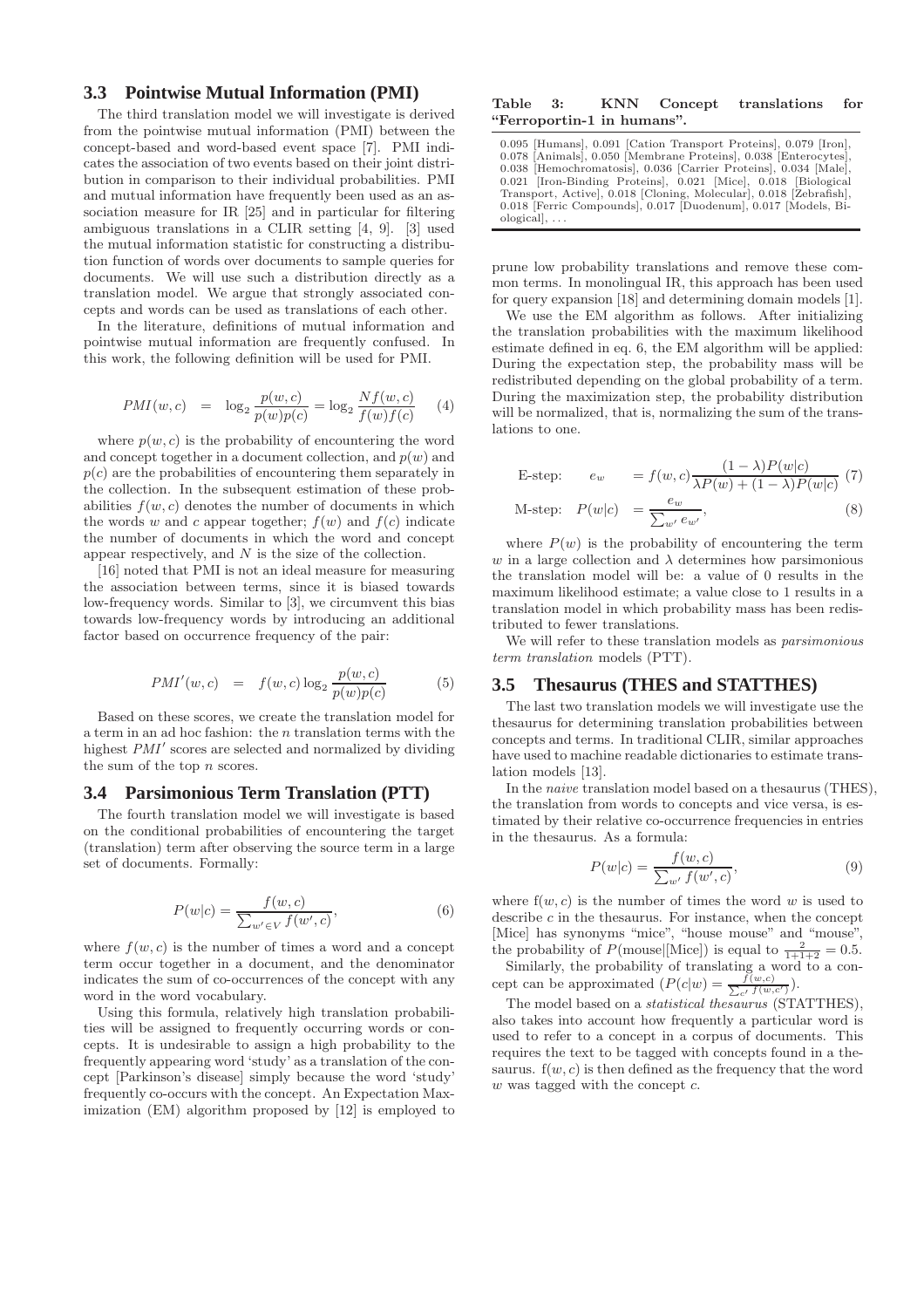### 3.3 Pointwise Mutual Information (PMI)

The third translation model we will investigate is derived from the pointwise mutual information (PMI) between the concept-based and word-based event space [7]. PMI indicates the association of two events based on their joint distribution in comparison to their individual probabilities. PMI and mutual information have frequently been used as an association measure for IR [25] and in particular for filtering ambiguous translations in a CLIR setting [4, 9]. [3] used the mutual information statistic for constructing a distribution function of words over documents to sample queries for documents. We will use such a distribution directly as a translation model. We argue that strongly associated concepts and words can be used as translations of each other.

In the literature, definitions of mutual information and pointwise mutual information are frequently confused. In this work, the following definition will be used for PMI.

$$PMI(w,c) = \log_2 \frac{p(w,c)}{p(w)p(c)} = \log_2 \frac{Nf(w,c)}{f(w)f(c)} \quad (4)$$

where $p(w,c)$ is the probability of encountering the word and concept together in a document collection, and $p(w)$ and $p(c)$ are the probabilities of encountering them separately in the collection. In the subsequent estimation of these probabilities $f(w,c)$ denotes the number of documents in which the words $w$ and $c$ appear together; $f(w)$ and $f(c)$ indicate the number of documents in which the word and concept appear respectively, and $N$ is the size of the collection.

[16] noted that PMI is not an ideal measure for measuring the association between terms, since it is biased towards low-frequency words. Similar to [3], we circumvent this bias towards low-frequency words by introducing an additional factor based on occurrence frequency of the pair:

$$PMI'(w,c) = f(w,c) \log_2 \frac{p(w,c)}{p(w)p(c)} \quad (5)$$

Based on these scores, we create the translation model for a term in an ad hoc fashion: the $n$ translation terms with the highest $PMI'$ scores are selected and normalized by dividing the sum of the top $n$ scores.

### 3.4 Parsimonious Term Translation (PTT)

The fourth translation model we will investigate is based on the conditional probabilities of encountering the target (translation) term after observing the source term in a large set of documents. Formally:

$$P(w|c) = \frac{f(w,c)}{\sum_{w' \in V} f(w',c)}, \quad (6)$$

where $f(w,c)$ is the number of times a word and a concept term occur together in a document, and the denominator indicates the sum of co-occurrences of the concept with any word in the word vocabulary.

Using this formula, relatively high translation probabilities will be assigned to frequently occurring words or concepts. It is undesirable to assign a high probability to the frequently appearing word 'study' as a translation of the concept [Parkinson's disease] simply because the word 'study' frequently co-occurs with the concept. An Expectation Maximization (EM) algorithm proposed by [12] is employed to prune low probability translations and remove these common terms. In monolingual IR, this approach has been used for query expansion [18] and determining domain models [1].

We use the EM algorithm as follows. After initializing the translation probabilities with the maximum likelihood estimate defined in eq. 6, the EM algorithm will be applied: During the expectation step, the probability mass will be redistributed depending on the global probability of a term. During the maximization step, the probability distribution will be normalized, that is, normalizing the sum of the translations to one.

$$\text{E-step:} \quad e_w = f(w,c) \frac{(1-\lambda)P(w|c)}{\lambda P(w) + (1-\lambda)P(w|c)} \quad (7)$$

$$\text{M-step:} \quad P(w|c) = \frac{e_w}{\sum_{w'} e_{w'}}, \quad (8)$$

where $P(w)$ is the probability of encountering the term $w$ in a large collection and $\lambda$ determines how parsimonious the translation model will be: a value of 0 results in the maximum likelihood estimate; a value close to 1 results in a translation model in which probability mass has been redistributed to fewer translations.

We will refer to these translation models as *parsimonious term translation* models (PTT).

**Table 3: KNN Concept translations for "Ferroportin-1 in humans".**

0.095 [Humans], 0.091 [Cation Transport Proteins], 0.079 [Iron], 0.078 [Animals], 0.050 [Membrane Proteins], 0.038 [Enterocytes], 0.038 [Hemochromatosis], 0.036 [Carrier Proteins], 0.034 [Male], 0.021 [Iron-Binding Proteins], 0.021 [Mice], 0.018 [Biological Transport, Active], 0.018 [Cloning, Molecular], 0.018 [Zebrafish], 0.018 [Ferric Compounds], 0.017 [Duodenum], 0.017 [Models, Biological], ...

### 3.5 Thesaurus (THES and STATTHES)

The last two translation models we will investigate use the thesaurus for determining translation probabilities between concepts and terms. In traditional CLIR, similar approaches have used to machine readable dictionaries to estimate translation models [13].

In the *naive* translation model based on a thesaurus (THES), the translation from words to concepts and vice versa, is estimated by their relative co-occurrence frequencies in entries in the thesaurus. As a formula:

$$P(w|c) = \frac{f(w,c)}{\sum_{w'} f(w',c)}, \quad (9)$$

where $f(w,c)$ is the number of times the word $w$ is used to describe $c$ in the thesaurus. For instance, when the concept [Mice] has synonyms "mice", "house mouse" and "mouse", the probability of $P(\text{mouse}|[\text{Mice}])$ is equal to $\frac{2}{1+1+2} = 0.5$.

Similarly, the probability of translating a word to a concept can be approximated ($P(c|w) = \frac{f(w,c)}{\sum_{c'} f(w,c')}$).

The model based on a *statistical thesaurus* (STATTHES), also takes into account how frequently a particular word is used to refer to a concept in a corpus of documents. This requires the text to be tagged with concepts found in a thesaurus. $f(w,c)$ is then defined as the frequency that the word $w$ was tagged with the concept $c$.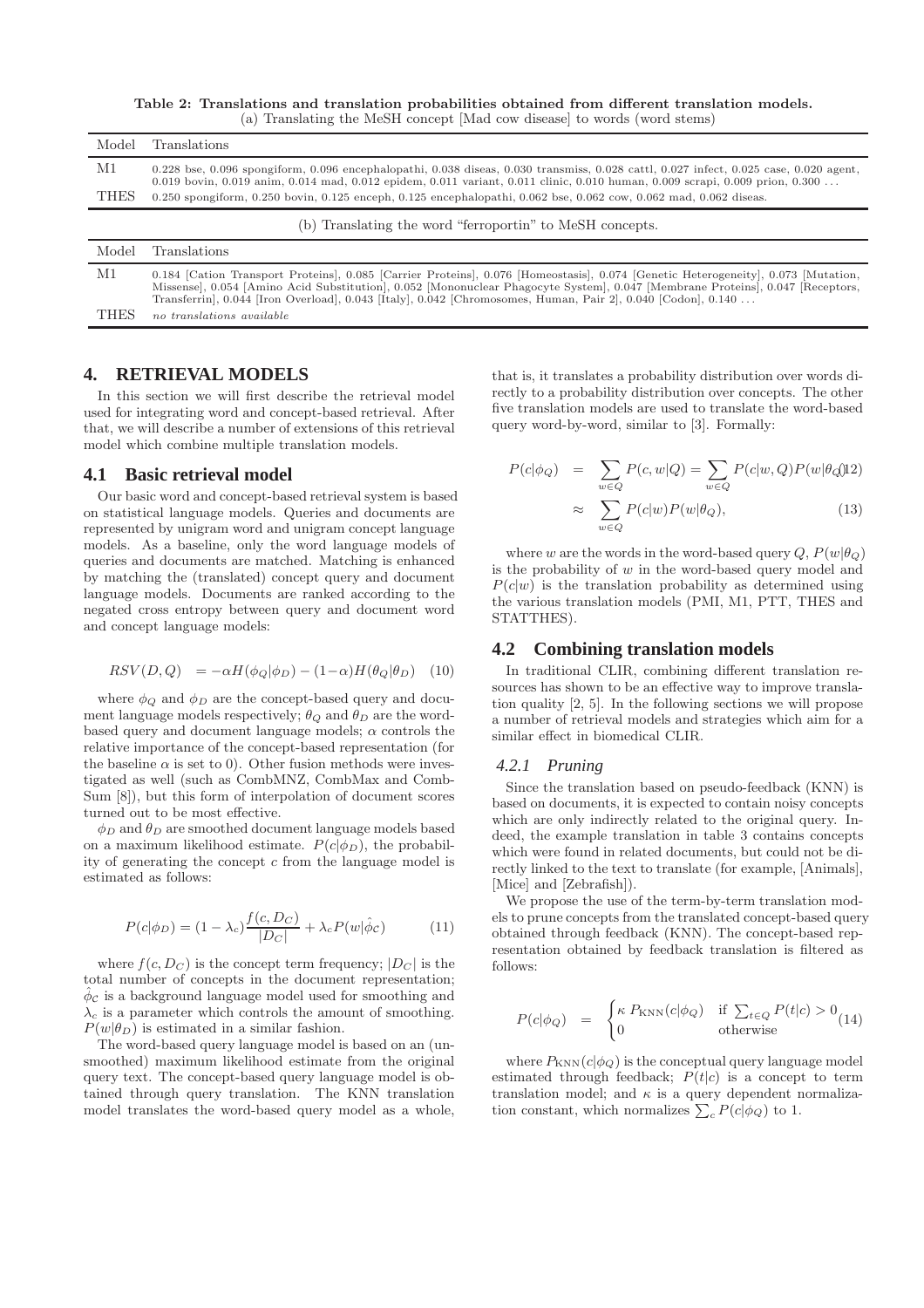**Table 2: Translations and translation probabilities obtained from different translation models.**

(a) Translating the MeSH concept [Mad cow disease] to words (word stems)

| Model | Translations |
|---|---|
| M1 | 0.228 bse, 0.096 spongiform, 0.096 encephalopathi, 0.038 diseas, 0.030 transmiss, 0.028 cattl, 0.027 infect, 0.025 case, 0.020 agent, 0.019 bovin, 0.019 anim, 0.014 mad, 0.012 epidem, 0.011 variant, 0.011 clinic, 0.010 human, 0.009 scrapi, 0.009 prion, 0.300 ... |
| THES | 0.250 spongiform, 0.250 bovin, 0.125 enceph, 0.125 encephalopathi, 0.062 bse, 0.062 cow, 0.062 mad, 0.062 diseas. |

(b) Translating the word "ferroportin" to MeSH concepts.

| Model | Translations |
|---|---|
| M1 | 0.184 [Cation Transport Proteins], 0.085 [Carrier Proteins], 0.076 [Homeostasis], 0.074 [Genetic Heterogeneity], 0.073 [Mutation, Missense], 0.054 [Amino Acid Substitution], 0.052 [Mononuclear Phagocyte System], 0.047 [Membrane Proteins], 0.047 [Receptors, Transferrin], 0.044 [Iron Overload], 0.043 [Italy], 0.042 [Chromosomes, Human, Pair 2], 0.040 [Codon], 0.140 ... |
| THES | *no translations available* |

## 4. RETRIEVAL MODELS

In this section we will first describe the retrieval model used for integrating word and concept-based retrieval. After that, we will describe a number of extensions of this retrieval model which combine multiple translation models.

### 4.1 Basic retrieval model

Our basic word and concept-based retrieval system is based on statistical language models. Queries and documents are represented by unigram word and unigram concept language models. As a baseline, only the word language models of queries and documents are matched. Matching is enhanced by matching the (translated) concept query and document language models. Documents are ranked according to the negated cross entropy between query and document word and concept language models:

$$RSV(D,Q) \;\; = -\alpha H(\phi_Q|\phi_D) - (1-\alpha) H(\theta_Q|\theta_D) \quad (10)$$

where $\phi_Q$ and $\phi_D$ are the concept-based query and document language models respectively; $\theta_Q$ and $\theta_D$ are the word-based query and document language models; $\alpha$ controls the relative importance of the concept-based representation (for the baseline $\alpha$ is set to 0). Other fusion methods were investigated as well (such as CombMNZ, CombMax and CombSum [8]), but this form of interpolation of document scores turned out to be most effective.

$\phi_D$ and $\theta_D$ are smoothed document language models based on a maximum likelihood estimate. $P(c|\phi_D)$, the probability of generating the concept $c$ from the language model is estimated as follows:

$$P(c|\phi_D) = (1-\lambda_c)\frac{f(c, D_C)}{|D_C|} + \lambda_c P(w|\hat{\phi}_\mathcal{C}) \quad (11)$$

where $f(c, D_C)$ is the concept term frequency; $|D_C|$ is the total number of concepts in the document representation; $\hat{\phi}_\mathcal{C}$ is a background language model used for smoothing and $\lambda_c$ is a parameter which controls the amount of smoothing. $P(w|\theta_D)$ is estimated in a similar fashion.

The word-based query language model is based on an (unsmoothed) maximum likelihood estimate from the original query text. The concept-based query language model is obtained through query translation. The KNN translation model translates the word-based query model as a whole, that is, it translates a probability distribution over words directly to a probability distribution over concepts. The other five translation models are used to translate the word-based query word-by-word, similar to [3]. Formally:

$$P(c|\phi_Q) \;\; = \;\; \sum_{w \in Q} P(c, w|Q) = \sum_{w \in Q} P(c|w, Q) P(w|\theta_Q) \quad (12)$$

$$\approx \;\; \sum_{w \in Q} P(c|w) P(w|\theta_Q), \quad (13)$$

where $w$ are the words in the word-based query $Q$, $P(w|\theta_Q)$ is the probability of $w$ in the word-based query model and $P(c|w)$ is the translation probability as determined using the various translation models (PMI, M1, PTT, THES and STATTHES).

### 4.2 Combining translation models

In traditional CLIR, combining different translation resources has shown to be an effective way to improve translation quality [2, 5]. In the following sections we will propose a number of retrieval models and strategies which aim for a similar effect in biomedical CLIR.

#### *4.2.1 Pruning*

Since the translation based on pseudo-feedback (KNN) is based on documents, it is expected to contain noisy concepts which are only indirectly related to the original query. Indeed, the example translation in table 3 contains concepts which were found in related documents, but could not be directly linked to the text to translate (for example, [Animals], [Mice] and [Zebrafish]).

We propose the use of the term-by-term translation models to prune concepts from the translated concept-based query obtained through feedback (KNN). The concept-based representation obtained by feedback translation is filtered as follows:

$$P(c|\phi_Q) \;\; = \;\; \begin{cases} \kappa \, P_{\text{KNN}}(c|\phi_Q) & \text{if } \sum_{t \in Q} P(t|c) > 0 \\ 0 & \text{otherwise} \end{cases} \quad (14)$$

where $P_{\text{KNN}}(c|\phi_Q)$ is the conceptual query language model estimated through feedback; $P(t|c)$ is a concept to term translation model; and $\kappa$ is a query dependent normalization constant, which normalizes $\sum_c P(c|\phi_Q)$ to 1.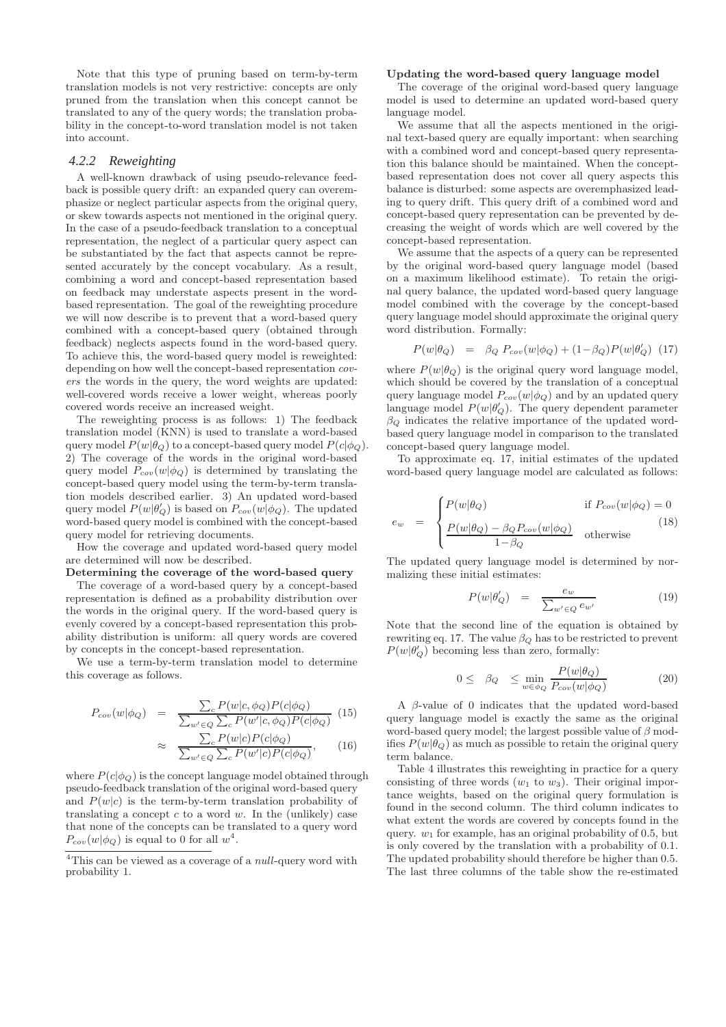Note that this type of pruning based on term-by-term translation models is not very restrictive: concepts are only pruned from the translation when this concept cannot be translated to any of the query words; the translation probability in the concept-to-word translation model is not taken into account.

### 4.2.2 Reweighting

A well-known drawback of using pseudo-relevance feedback is possible query drift: an expanded query can overemphasize or neglect particular aspects from the original query, or skew towards aspects not mentioned in the original query. In the case of a pseudo-feedback translation to a conceptual representation, the neglect of a particular query aspect can be substantiated by the fact that aspects cannot be represented accurately by the concept vocabulary. As a result, combining a word and concept-based representation based on feedback may understate aspects present in the word-based representation. The goal of the reweighting procedure we will now describe is to prevent that a word-based query combined with a concept-based query (obtained through feedback) neglects aspects found in the word-based query. To achieve this, the word-based query model is reweighted: depending on how well the concept-based representation *covers* the words in the query, the word weights are updated: well-covered words receive a lower weight, whereas poorly covered words receive an increased weight.

The reweighting process is as follows: 1) The feedback translation model (KNN) is used to translate a word-based query model $P(w|\theta_Q)$ to a concept-based query model $P(c|\phi_Q)$. 2) The coverage of the words in the original word-based query model $P_{cov}(w|\phi_Q)$ is determined by translating the concept-based query model using the term-by-term translation models described earlier. 3) An updated word-based query model $P(w|\theta'_Q)$ is based on $P_{cov}(w|\phi_Q)$. The updated word-based query model is combined with the concept-based query model for retrieving documents.

How the coverage and updated word-based query model are determined will now be described.

**Determining the coverage of the word-based query**

The coverage of a word-based query by a concept-based representation is defined as a probability distribution over the words in the original query. If the word-based query is evenly covered by a concept-based representation this probability distribution is uniform: all query words are covered by concepts in the concept-based representation.

We use a term-by-term translation model to determine this coverage as follows.

$$P_{cov}(w|\phi_Q) = \frac{\sum_c P(w|c,\phi_Q)P(c|\phi_Q)}{\sum_{w'\in Q}\sum_c P(w'|c,\phi_Q)P(c|\phi_Q)} \quad (15)$$

$$\approx \frac{\sum_c P(w|c)P(c|\phi_Q)}{\sum_{w'\in Q}\sum_c P(w'|c)P(c|\phi_Q)}, \quad (16)$$

where $P(c|\phi_Q)$ is the concept language model obtained through pseudo-feedback translation of the original word-based query and $P(w|c)$ is the term-by-term translation probability of translating a concept $c$ to a word $w$. In the (unlikely) case that none of the concepts can be translated to a query word $P_{cov}(w|\phi_Q)$ is equal to 0 for all $w$[4].

[4]This can be viewed as a coverage of a *null*-query word with probability 1.

**Updating the word-based query language model**

The coverage of the original word-based query language model is used to determine an updated word-based query language model.

We assume that all the aspects mentioned in the original text-based query are equally important: when searching with a combined word and concept-based query representation this balance should be maintained. When the concept-based representation does not cover all query aspects this balance is disturbed: some aspects are overemphasized leading to query drift. This query drift of a combined word and concept-based query representation can be prevented by decreasing the weight of words which are well covered by the concept-based representation.

We assume that the aspects of a query can be represented by the original word-based query language model (based on a maximum likelihood estimate). To retain the original query balance, the updated word-based query language model combined with the coverage by the concept-based query language model should approximate the original query word distribution. Formally:

$$P(w|\theta_Q) = \beta_Q\, P_{cov}(w|\phi_Q) + (1-\beta_Q)P(w|\theta'_Q) \quad (17)$$

where $P(w|\theta_Q)$ is the original query word language model, which should be covered by the translation of a conceptual query language model $P_{cov}(w|\phi_Q)$ and by an updated query language model $P(w|\theta'_Q)$. The query dependent parameter $\beta_Q$ indicates the relative importance of the updated word-based query language model in comparison to the translated concept-based query language model.

To approximate eq. 17, initial estimates of the updated word-based query language model are calculated as follows:

$$e_w = \begin{cases} P(w|\theta_Q) & \text{if } P_{cov}(w|\phi_Q) = 0 \\ \dfrac{P(w|\theta_Q) - \beta_Q P_{cov}(w|\phi_Q)}{1-\beta_Q} & \text{otherwise} \end{cases} \quad (18)$$

The updated query language model is determined by normalizing these initial estimates:

$$P(w|\theta'_Q) = \frac{e_w}{\sum_{w'\in Q} e_{w'}} \quad (19)$$

Note that the second line of the equation is obtained by rewriting eq. 17. The value $\beta_Q$ has to be restricted to prevent $P(w|\theta'_Q)$ becoming less than zero, formally:

$$0 \leq \beta_Q \leq \min_{w\in\phi_Q} \frac{P(w|\theta_Q)}{P_{cov}(w|\phi_Q)} \quad (20)$$

A $\beta$-value of 0 indicates that the updated word-based query language model is exactly the same as the original word-based query model; the largest possible value of $\beta$ modifies $P(w|\theta_Q)$ as much as possible to retain the original query term balance.

Table 4 illustrates this reweighting in practice for a query consisting of three words ($w_1$ to $w_3$). Their original importance weights, based on the original query formulation is found in the second column. The third column indicates to what extent the words are covered by concepts found in the query. $w_1$ for example, has an original probability of 0.5, but is only covered by the translation with a probability of 0.1. The updated probability should therefore be higher than 0.5. The last three columns of the table show the re-estimated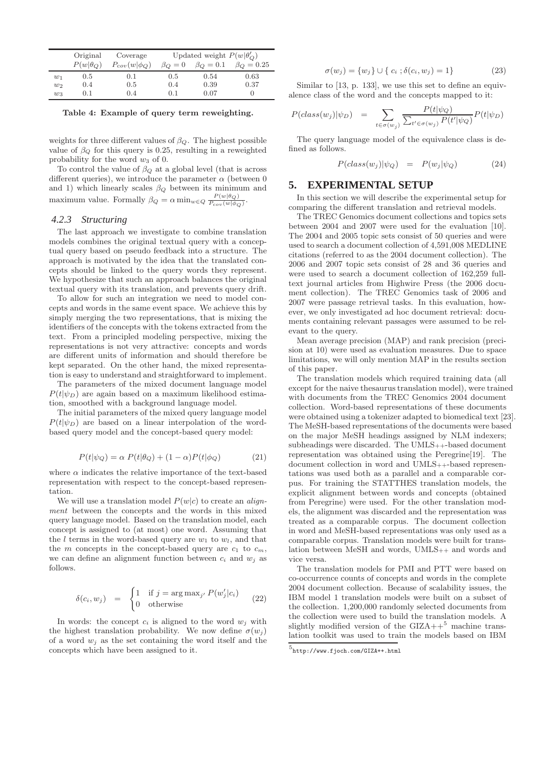| | Original $P(w\|\theta_Q)$ | Coverage $P_{cov}(w\|\phi_Q)$ | Updated weight $P(w\|\theta'_Q)$ $\beta_Q = 0$ | $\beta_Q = 0.1$ | $\beta_Q = 0.25$ |
|---|---|---|---|---|---|
| $w_1$ | 0.5 | 0.1 | 0.5 | 0.54 | 0.63 |
| $w_2$ | 0.4 | 0.5 | 0.4 | 0.39 | 0.37 |
| $w_3$ | 0.1 | 0.4 | 0.1 | 0.07 | 0 |

**Table 4: Example of query term reweighting.**

weights for three different values of $\beta_Q$. The highest possible value of $\beta_Q$ for this query is 0.25, resulting in a reweighted probability for the word $w_3$ of 0.

To control the value of $\beta_Q$ at a global level (that is across different queries), we introduce the parameter $\alpha$ (between 0 and 1) which linearly scales $\beta_Q$ between its minimum and maximum value. Formally $\beta_Q = \alpha \min_{w \in Q} \frac{P(w|\theta_Q)}{P_{cov}(w|\phi_Q)}$.

### 4.2.3 Structuring

The last approach we investigate to combine translation models combines the original textual query with a conceptual query based on pseudo feedback into a structure. The approach is motivated by the idea that the translated concepts should be linked to the query words they represent. We hypothesize that such an approach balances the original textual query with its translation, and prevents query drift.

To allow for such an integration we need to model concepts and words in the same event space. We achieve this by simply merging the two representations, that is mixing the identifiers of the concepts with the tokens extracted from the text. From a principled modeling perspective, mixing the representations is not very attractive: concepts and words are different units of information and should therefore be kept separated. On the other hand, the mixed representation is easy to understand and straightforward to implement.

The parameters of the mixed document language model $P(t|\psi_D)$ are again based on a maximum likelihood estimation, smoothed with a background language model.

The initial parameters of the mixed query language model $P(t|\psi_D)$ are based on a linear interpolation of the word-based query model and the concept-based query model:

$$P(t|\psi_Q) = \alpha \; P(t|\theta_Q) + (1 - \alpha) P(t|\phi_Q) \tag{21}$$

where $\alpha$ indicates the relative importance of the text-based representation with respect to the concept-based representation.

We will use a translation model $P(w|c)$ to create an *alignment* between the concepts and the words in this mixed query language model. Based on the translation model, each concept is assigned to (at most) one word. Assuming that the $l$ terms in the word-based query are $w_1$ to $w_l$, and that the $m$ concepts in the concept-based query are $c_1$ to $c_m$, we can define an alignment function between $c_i$ and $w_j$ as follows.

$$\delta(c_i, w_j) \;\; = \;\; \begin{cases} 1 & \text{if } j = \arg\max_{j'} P(w'_j|c_i) \\ 0 & \text{otherwise} \end{cases} \tag{22}$$

In words: the concept $c_i$ is aligned to the word $w_j$ with the highest translation probability. We now define $\sigma(w_j)$ of a word $w_j$ as the set containing the word itself and the concepts which have been assigned to it.

$$\sigma(w_j) = \{w_j\} \cup \{\; c_i \; ; \delta(c_i, w_j) = 1\} \tag{23}$$

Similar to [13, p. 133], we use this set to define an equivalence class of the word and the concepts mapped to it:

$$P(class(w_j)|\psi_D) \;\; = \sum_{t \in \sigma(w_j)} \frac{P(t|\psi_Q)}{\sum_{t' \in \sigma(w_j)} P(t'|\psi_Q)} P(t|\psi_D)$$

The query language model of the equivalence class is defined as follows.

$$P(class(w_j)|\psi_Q) \;\; = \;\; P(w_j|\psi_Q) \tag{24}$$

## 5. EXPERIMENTAL SETUP

In this section we will describe the experimental setup for comparing the different translation and retrieval models.

The TREC Genomics document collections and topics sets between 2004 and 2007 were used for the evaluation [10]. The 2004 and 2005 topic sets consist of 50 queries and were used to search a document collection of 4,591,008 MEDLINE citations (referred to as the 2004 document collection). The 2006 and 2007 topic sets consist of 28 and 36 queries and were used to search a document collection of 162,259 full-text journal articles from Highwire Press (the 2006 document collection). The TREC Genomics task of 2006 and 2007 were passage retrieval tasks. In this evaluation, however, we only investigated ad hoc document retrieval: documents containing relevant passages were assumed to be relevant to the query.

Mean average precision (MAP) and rank precision (precision at 10) were used as evaluation measures. Due to space limitations, we will only mention MAP in the results section of this paper.

The translation models which required training data (all except for the naive thesaurus translation model), were trained with documents from the TREC Genomics 2004 document collection. Word-based representations of these documents were obtained using a tokenizer adapted to biomedical text [23]. The MeSH-based representations of the documents were based on the major MeSH headings assigned by NLM indexers; subheadings were discarded. The UMLS++-based document representation was obtained using the Peregrine[19]. The document collection in word and UMLS++-based representations was used both as a parallel and a comparable corpus. For training the STATTHES translation models, the explicit alignment between words and concepts (obtained from Peregrine) were used. For the other translation models, the alignment was discarded and the representation was treated as a comparable corpus. The document collection in word and MeSH-based representations was only used as a comparable corpus. Translation models were built for translation between MeSH and words, UMLS++ and words and vice versa.

The translation models for PMI and PTT were based on co-occurrence counts of concepts and words in the complete 2004 document collection. Because of scalability issues, the IBM model 1 translation models were built on a subset of the collection. 1,200,000 randomly selected documents from the collection were used to build the translation models. A slightly modified version of the GIZA++[5] machine translation toolkit was used to train the models based on IBM

[5] http://www.fjoch.com/GIZA++.html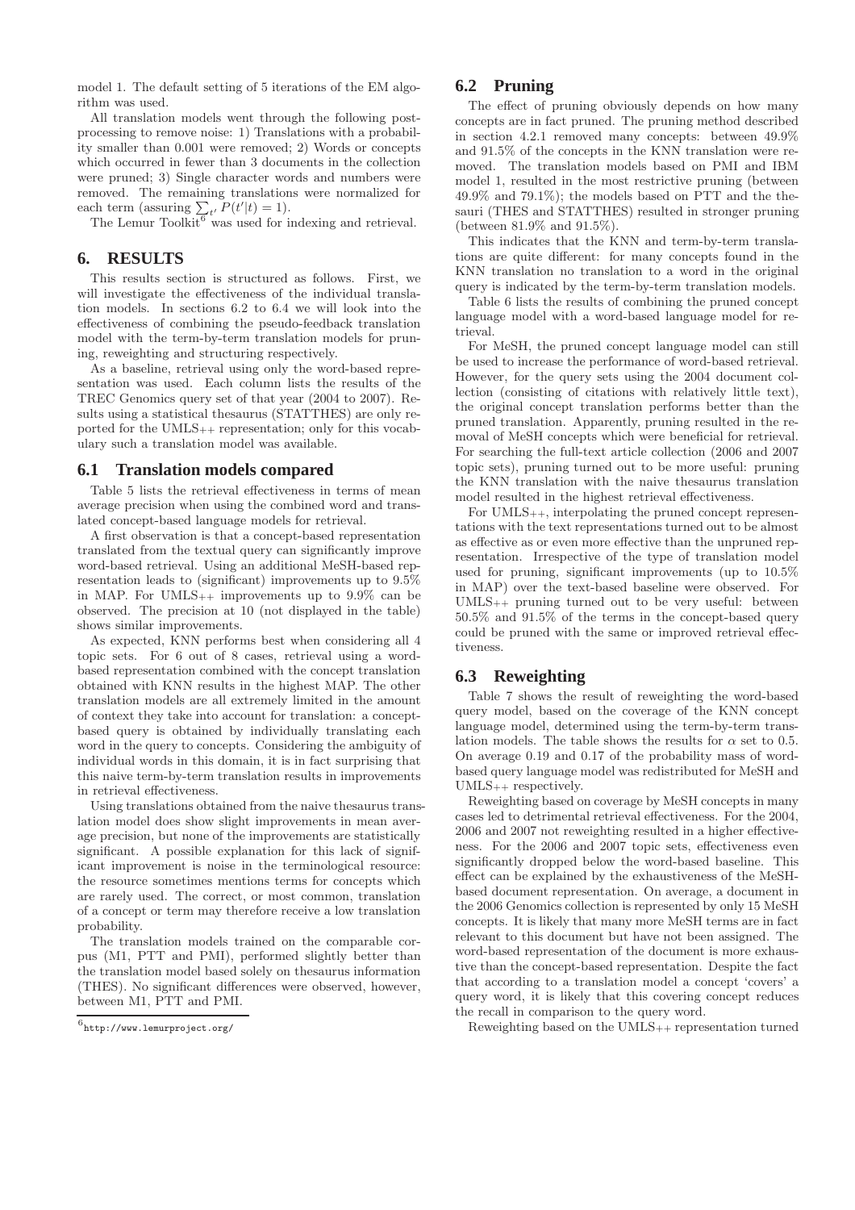model 1. The default setting of 5 iterations of the EM algorithm was used.

All translation models went through the following post-processing to remove noise: 1) Translations with a probability smaller than 0.001 were removed; 2) Words or concepts which occurred in fewer than 3 documents in the collection were pruned; 3) Single character words and numbers were removed. The remaining translations were normalized for each term (assuring $\sum_{t'} P(t'|t) = 1$).

The Lemur Toolkit[6] was used for indexing and retrieval.

## 6. RESULTS

This results section is structured as follows. First, we will investigate the effectiveness of the individual translation models. In sections 6.2 to 6.4 we will look into the effectiveness of combining the pseudo-feedback translation model with the term-by-term translation models for pruning, reweighting and structuring respectively.

As a baseline, retrieval using only the word-based representation was used. Each column lists the results of the TREC Genomics query set of that year (2004 to 2007). Results using a statistical thesaurus (STATTHES) are only reported for the $\text{UMLS}_{++}$ representation; only for this vocabulary such a translation model was available.

### 6.1 Translation models compared

Table 5 lists the retrieval effectiveness in terms of mean average precision when using the combined word and translated concept-based language models for retrieval.

A first observation is that a concept-based representation translated from the textual query can significantly improve word-based retrieval. Using an additional MeSH-based representation leads to (significant) improvements up to 9.5% in MAP. For $\text{UMLS}_{++}$ improvements up to 9.9% can be observed. The precision at 10 (not displayed in the table) shows similar improvements.

As expected, KNN performs best when considering all 4 topic sets. For 6 out of 8 cases, retrieval using a word-based representation combined with the concept translation obtained with KNN results in the highest MAP. The other translation models are all extremely limited in the amount of context they take into account for translation: a concept-based query is obtained by individually translating each word in the query to concepts. Considering the ambiguity of individual words in this domain, it is in fact surprising that this naive term-by-term translation results in improvements in retrieval effectiveness.

Using translations obtained from the naive thesaurus translation model does show slight improvements in mean average precision, but none of the improvements are statistically significant. A possible explanation for this lack of significant improvement is noise in the terminological resource: the resource sometimes mentions terms for concepts which are rarely used. The correct, or most common, translation of a concept or term may therefore receive a low translation probability.

The translation models trained on the comparable corpus (M1, PTT and PMI), performed slightly better than the translation model based solely on thesaurus information (THES). No significant differences were observed, however, between M1, PTT and PMI.

[6] http://www.lemurproject.org/

### 6.2 Pruning

The effect of pruning obviously depends on how many concepts are in fact pruned. The pruning method described in section 4.2.1 removed many concepts: between 49.9% and 91.5% of the concepts in the KNN translation were removed. The translation models based on PMI and IBM model 1, resulted in the most restrictive pruning (between 49.9% and 79.1%); the models based on PTT and the thesauri (THES and STATTHES) resulted in stronger pruning (between 81.9% and 91.5%).

This indicates that the KNN and term-by-term translations are quite different: for many concepts found in the KNN translation no translation to a word in the original query is indicated by the term-by-term translation models.

Table 6 lists the results of combining the pruned concept language model with a word-based language model for retrieval.

For MeSH, the pruned concept language model can still be used to increase the performance of word-based retrieval. However, for the query sets using the 2004 document collection (consisting of citations with relatively little text), the original concept translation performs better than the pruned translation. Apparently, pruning resulted in the removal of MeSH concepts which were beneficial for retrieval. For searching the full-text article collection (2006 and 2007 topic sets), pruning turned out to be more useful: pruning the KNN translation with the naive thesaurus translation model resulted in the highest retrieval effectiveness.

For $\text{UMLS}_{++}$, interpolating the pruned concept representations with the text representations turned out to be almost as effective as or even more effective than the unpruned representation. Irrespective of the type of translation model used for pruning, significant improvements (up to 10.5% in MAP) over the text-based baseline were observed. For $\text{UMLS}_{++}$ pruning turned out to be very useful: between 50.5% and 91.5% of the terms in the concept-based query could be pruned with the same or improved retrieval effectiveness.

### 6.3 Reweighting

Table 7 shows the result of reweighting the word-based query model, based on the coverage of the KNN concept language model, determined using the term-by-term translation models. The table shows the results for $\alpha$ set to 0.5. On average 0.19 and 0.17 of the probability mass of word-based query language model was redistributed for MeSH and $\text{UMLS}_{++}$ respectively.

Reweighting based on coverage by MeSH concepts in many cases led to detrimental retrieval effectiveness. For the 2004, 2006 and 2007 not reweighting resulted in a higher effectiveness. For the 2006 and 2007 topic sets, effectiveness even significantly dropped below the word-based baseline. This effect can be explained by the exhaustiveness of the MeSH-based document representation. On average, a document in the 2006 Genomics collection is represented by only 15 MeSH concepts. It is likely that many more MeSH terms are in fact relevant to this document but have not been assigned. The word-based representation of the document is more exhaustive than the concept-based representation. Despite the fact that according to a translation model a concept 'covers' a query word, it is likely that this covering concept reduces the recall in comparison to the query word.

Reweighting based on the $\text{UMLS}_{++}$ representation turned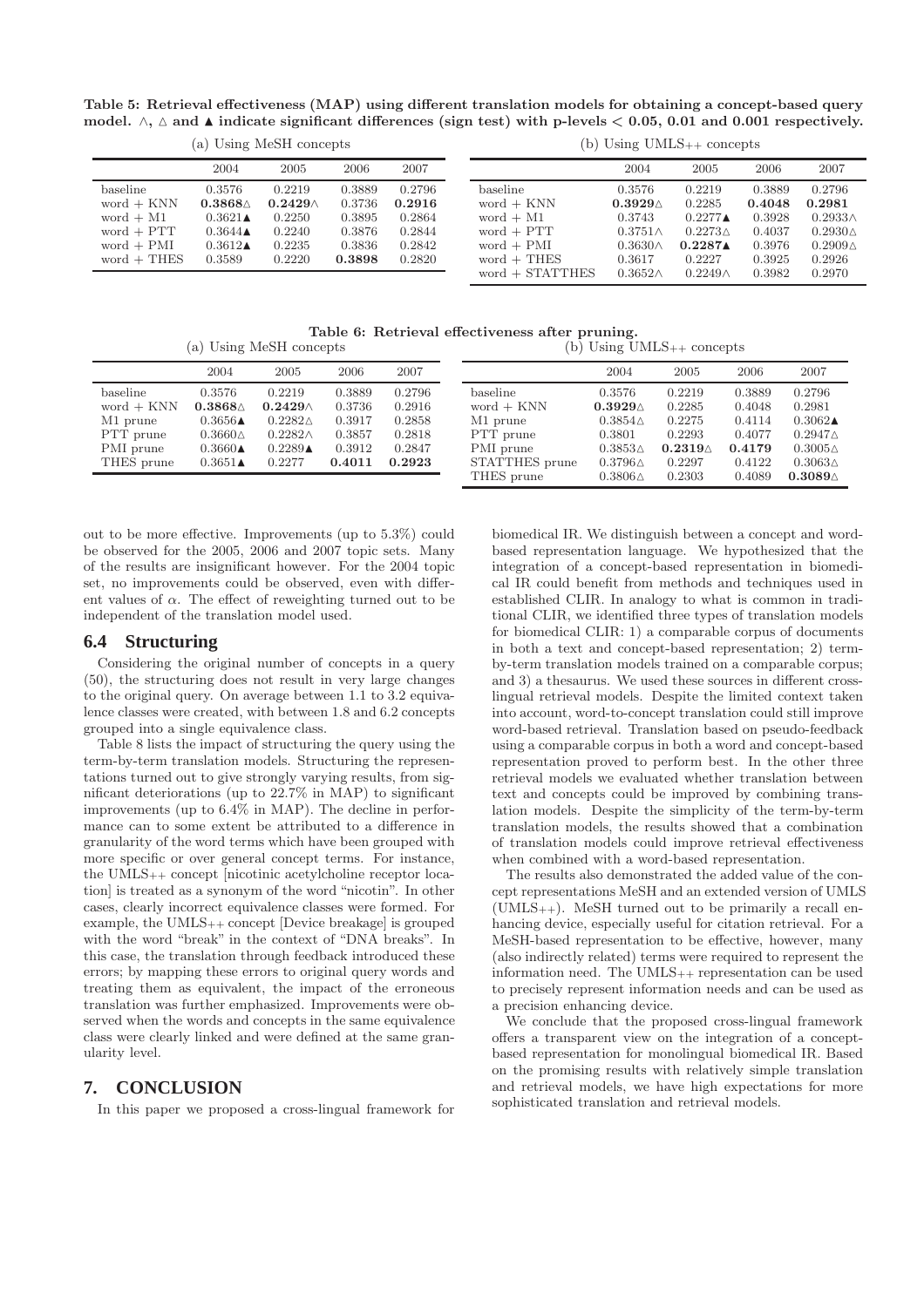**Table 5: Retrieval effectiveness (MAP) using different translation models for obtaining a concept-based query model. ∧, △ and ▲ indicate significant differences (sign test) with p-levels < 0.05, 0.01 and 0.001 respectively.**

(a) Using MeSH concepts

| | 2004 | 2005 | 2006 | 2007 |
|---|---|---|---|---|
| baseline | 0.3576 | 0.2219 | 0.3889 | 0.2796 |
| word + KNN | **0.3868**△ | **0.2429**∧ | 0.3736 | **0.2916** |
| word + M1 | 0.3621▲ | 0.2250 | 0.3895 | 0.2864 |
| word + PTT | 0.3644▲ | 0.2240 | 0.3876 | 0.2844 |
| word + PMI | 0.3612▲ | 0.2235 | 0.3836 | 0.2842 |
| word + THES | 0.3589 | 0.2220 | **0.3898** | 0.2820 |

(b) Using $UMLS_{++}$ concepts

| | 2004 | 2005 | 2006 | 2007 |
|---|---|---|---|---|
| baseline | 0.3576 | 0.2219 | 0.3889 | 0.2796 |
| word + KNN | **0.3929**△ | 0.2285 | **0.4048** | **0.2981** |
| word + M1 | 0.3743 | 0.2277▲ | 0.3928 | 0.2933∧ |
| word + PTT | 0.3751∧ | 0.2273△ | 0.4037 | 0.2930△ |
| word + PMI | 0.3630∧ | **0.2287**▲ | 0.3976 | 0.2909△ |
| word + THES | 0.3617 | 0.2227 | 0.3925 | 0.2926 |
| word + STATTHES | 0.3652∧ | 0.2249∧ | 0.3982 | 0.2970 |

**Table 6: Retrieval effectiveness after pruning.**

(a) Using MeSH concepts

| | 2004 | 2005 | 2006 | 2007 |
|---|---|---|---|---|
| baseline | 0.3576 | 0.2219 | 0.3889 | 0.2796 |
| word + KNN | **0.3868**△ | **0.2429**∧ | 0.3736 | 0.2916 |
| M1 prune | 0.3656▲ | 0.2282△ | 0.3917 | 0.2858 |
| PTT prune | 0.3660△ | 0.2282∧ | 0.3857 | 0.2818 |
| PMI prune | 0.3660▲ | 0.2289▲ | 0.3912 | 0.2847 |
| THES prune | 0.3651▲ | 0.2277 | **0.4011** | **0.2923** |

(b) Using $UMLS_{++}$ concepts

| | 2004 | 2005 | 2006 | 2007 |
|---|---|---|---|---|
| baseline | 0.3576 | 0.2219 | 0.3889 | 0.2796 |
| word + KNN | **0.3929**△ | 0.2285 | 0.4048 | 0.2981 |
| M1 prune | 0.3854△ | 0.2275 | 0.4114 | 0.3062▲ |
| PTT prune | 0.3801 | 0.2293 | 0.4077 | 0.2947△ |
| PMI prune | 0.3853△ | **0.2319**△ | **0.4179** | 0.3005△ |
| STATTHES prune | 0.3796△ | 0.2297 | 0.4122 | 0.3063△ |
| THES prune | 0.3806△ | 0.2303 | 0.4089 | **0.3089**△ |

out to be more effective. Improvements (up to 5.3%) could be observed for the 2005, 2006 and 2007 topic sets. Many of the results are insignificant however. For the 2004 topic set, no improvements could be observed, even with different values of $\alpha$. The effect of reweighting turned out to be independent of the translation model used.

## 6.4 Structuring

Considering the original number of concepts in a query (50), the structuring does not result in very large changes to the original query. On average between 1.1 to 3.2 equivalence classes were created, with between 1.8 and 6.2 concepts grouped into a single equivalence class.

Table 8 lists the impact of structuring the query using the term-by-term translation models. Structuring the representations turned out to give strongly varying results, from significant deteriorations (up to 22.7% in MAP) to significant improvements (up to 6.4% in MAP). The decline in performance can to some extent be attributed to a difference in granularity of the word terms which have been grouped with more specific or over general concept terms. For instance, the $UMLS_{++}$ concept [nicotinic acetylcholine receptor location] is treated as a synonym of the word "nicotin". In other cases, clearly incorrect equivalence classes were formed. For example, the $UMLS_{++}$ concept [Device breakage] is grouped with the word "break" in the context of "DNA breaks". In this case, the translation through feedback introduced these errors; by mapping these errors to original query words and treating them as equivalent, the impact of the erroneous translation was further emphasized. Improvements were observed when the words and concepts in the same equivalence class were clearly linked and were defined at the same granularity level.

# 7. CONCLUSION

In this paper we proposed a cross-lingual framework for biomedical IR. We distinguish between a concept and word-based representation language. We hypothesized that the integration of a concept-based representation in biomedical IR could benefit from methods and techniques used in established CLIR. In analogy to what is common in traditional CLIR, we identified three types of translation models for biomedical CLIR: 1) a comparable corpus of documents in both a text and concept-based representation; 2) term-by-term translation models trained on a comparable corpus; and 3) a thesaurus. We used these sources in different cross-lingual retrieval models. Despite the limited context taken into account, word-to-concept translation could still improve word-based retrieval. Translation based on pseudo-feedback using a comparable corpus in both a word and concept-based representation proved to perform best. In the other three retrieval models we evaluated whether translation between text and concepts could be improved by combining translation models. Despite the simplicity of the term-by-term translation models, the results showed that a combination of translation models could improve retrieval effectiveness when combined with a word-based representation.

The results also demonstrated the added value of the concept representations MeSH and an extended version of UMLS ($UMLS_{++}$). MeSH turned out to be primarily a recall enhancing device, especially useful for citation retrieval. For a MeSH-based representation to be effective, however, many (also indirectly related) terms were required to represent the information need. The $UMLS_{++}$ representation can be used to precisely represent information needs and can be used as a precision enhancing device.

We conclude that the proposed cross-lingual framework offers a transparent view on the integration of a concept-based representation for monolingual biomedical IR. Based on the promising results with relatively simple translation and retrieval models, we have high expectations for more sophisticated translation and retrieval models.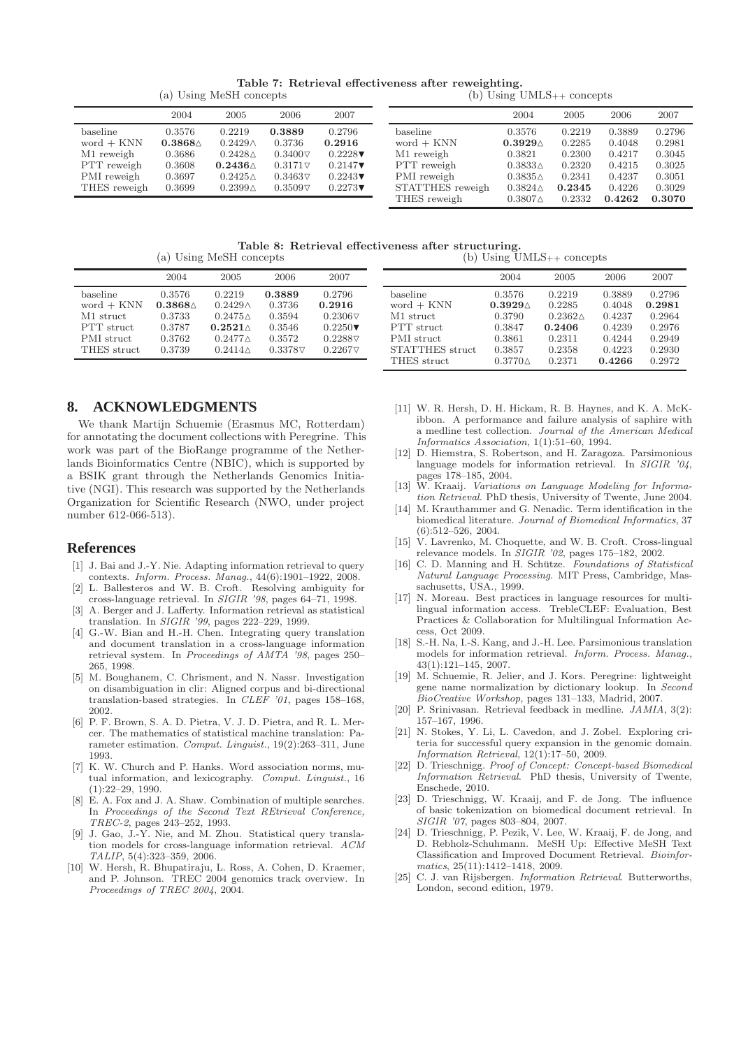**Table 7: Retrieval effectiveness after reweighting.**

(a) Using MeSH concepts

| | 2004 | 2005 | 2006 | 2007 |
|---|---|---|---|---|
| baseline | 0.3576 | 0.2219 | **0.3889** | 0.2796 |
| word + KNN | **0.3868**△ | 0.2429∧ | 0.3736 | **0.2916** |
| M1 reweigh | 0.3686 | 0.2428△ | 0.3400▽ | 0.2228▼ |
| PTT reweigh | 0.3608 | **0.2436**△ | 0.3171▽ | 0.2147▼ |
| PMI reweigh | 0.3697 | 0.2425△ | 0.3463▽ | 0.2243▼ |
| THES reweigh | 0.3699 | 0.2399△ | 0.3509▽ | 0.2273▼ |

(b) Using UMLS$_{++}$ concepts

| | 2004 | 2005 | 2006 | 2007 |
|---|---|---|---|---|
| baseline | 0.3576 | 0.2219 | 0.3889 | 0.2796 |
| word + KNN | **0.3929**△ | 0.2285 | 0.4048 | 0.2981 |
| M1 reweigh | 0.3821 | 0.2300 | 0.4217 | 0.3045 |
| PTT reweigh | 0.3833△ | 0.2320 | 0.4215 | 0.3025 |
| PMI reweigh | 0.3835△ | 0.2341 | 0.4237 | 0.3051 |
| STATTHES reweigh | 0.3824△ | **0.2345** | 0.4226 | 0.3029 |
| THES reweigh | 0.3807△ | 0.2332 | **0.4262** | **0.3070** |

**Table 8: Retrieval effectiveness after structuring.**

(a) Using MeSH concepts

| | 2004 | 2005 | 2006 | 2007 |
|---|---|---|---|---|
| baseline | 0.3576 | 0.2219 | **0.3889** | 0.2796 |
| word + KNN | **0.3868**△ | 0.2429∧ | 0.3736 | **0.2916** |
| M1 struct | 0.3733 | 0.2475△ | 0.3594 | 0.2306▽ |
| PTT struct | 0.3787 | **0.2521**△ | 0.3546 | 0.2250▼ |
| PMI struct | 0.3762 | 0.2477△ | 0.3572 | 0.2288▽ |
| THES struct | 0.3739 | 0.2414△ | 0.3378▽ | 0.2267▽ |

(b) Using UMLS$_{++}$ concepts

| | 2004 | 2005 | 2006 | 2007 |
|---|---|---|---|---|
| baseline | 0.3576 | 0.2219 | 0.3889 | 0.2796 |
| word + KNN | **0.3929**△ | 0.2285 | 0.4048 | **0.2981** |
| M1 struct | 0.3790 | 0.2362△ | 0.4237 | 0.2964 |
| PTT struct | 0.3847 | **0.2406** | 0.4239 | 0.2976 |
| PMI struct | 0.3861 | 0.2311 | 0.4244 | 0.2949 |
| STATTHES struct | 0.3857 | 0.2358 | 0.4223 | 0.2930 |
| THES struct | 0.3770△ | 0.2371 | **0.4266** | 0.2972 |

## 8. ACKNOWLEDGMENTS

We thank Martijn Schuemie (Erasmus MC, Rotterdam) for annotating the document collections with Peregrine. This work was part of the BioRange programme of the Netherlands Bioinformatics Centre (NBIC), which is supported by a BSIK grant through the Netherlands Genomics Initiative (NGI). This research was supported by the Netherlands Organization for Scientific Research (NWO, under project number 612-066-513).

## References

[1] J. Bai and J.-Y. Nie. Adapting information retrieval to query contexts. *Inform. Process. Manag.*, 44(6):1901–1922, 2008.

[2] L. Ballesteros and W. B. Croft. Resolving ambiguity for cross-language retrieval. In *SIGIR '98*, pages 64–71, 1998.

[3] A. Berger and J. Lafferty. Information retrieval as statistical translation. In *SIGIR '99*, pages 222–229, 1999.

[4] G.-W. Bian and H.-H. Chen. Integrating query translation and document translation in a cross-language information retrieval system. In *Proceedings of AMTA '98*, pages 250–265, 1998.

[5] M. Boughanem, C. Chrisment, and N. Nassr. Investigation on disambiguation in clir: Aligned corpus and bi-directional translation-based strategies. In *CLEF '01*, pages 158–168, 2002.

[6] P. F. Brown, S. A. D. Pietra, V. J. D. Pietra, and R. L. Mercer. The mathematics of statistical machine translation: Parameter estimation. *Comput. Linguist.*, 19(2):263–311, June 1993.

[7] K. W. Church and P. Hanks. Word association norms, mutual information, and lexicography. *Comput. Linguist.*, 16 (1):22–29, 1990.

[8] E. A. Fox and J. A. Shaw. Combination of multiple searches. In *Proceedings of the Second Text REtrieval Conference, TREC-2*, pages 243–252, 1993.

[9] J. Gao, J.-Y. Nie, and M. Zhou. Statistical query translation models for cross-language information retrieval. *ACM TALIP*, 5(4):323–359, 2006.

[10] W. Hersh, R. Bhupatiraju, L. Ross, A. Cohen, D. Kraemer, and P. Johnson. TREC 2004 genomics track overview. In *Proceedings of TREC 2004*, 2004.

[11] W. R. Hersh, D. H. Hickam, R. B. Haynes, and K. A. McKibbon. A performance and failure analysis of saphire with a medline test collection. *Journal of the American Medical Informatics Association*, 1(1):51–60, 1994.

[12] D. Hiemstra, S. Robertson, and H. Zaragoza. Parsimonious language models for information retrieval. In *SIGIR '04*, pages 178–185, 2004.

[13] W. Kraaij. *Variations on Language Modeling for Information Retrieval*. PhD thesis, University of Twente, June 2004.

[14] M. Krauthammer and G. Nenadic. Term identification in the biomedical literature. *Journal of Biomedical Informatics*, 37 (6):512–526, 2004.

[15] V. Lavrenko, M. Choquette, and W. B. Croft. Cross-lingual relevance models. In *SIGIR '02*, pages 175–182, 2002.

[16] C. D. Manning and H. Schütze. *Foundations of Statistical Natural Language Processing*. MIT Press, Cambridge, Massachusetts, USA., 1999.

[17] N. Moreau. Best practices in language resources for multilingual information access. TrebleCLEF: Evaluation, Best Practices & Collaboration for Multilingual Information Access, Oct 2009.

[18] S.-H. Na, I.-S. Kang, and J.-H. Lee. Parsimonious translation models for information retrieval. *Inform. Process. Manag.*, 43(1):121–145, 2007.

[19] M. Schuemie, R. Jelier, and J. Kors. Peregrine: lightweight gene name normalization by dictionary lookup. In *Second BioCreative Workshop*, pages 131–133, Madrid, 2007.

[20] P. Srinivasan. Retrieval feedback in medline. *JAMIA*, 3(2): 157–167, 1996.

[21] N. Stokes, Y. Li, L. Cavedon, and J. Zobel. Exploring criteria for successful query expansion in the genomic domain. *Information Retrieval*, 12(1):17–50, 2009.

[22] D. Trieschnigg. *Proof of Concept: Concept-based Biomedical Information Retrieval*. PhD thesis, University of Twente, Enschede, 2010.

[23] D. Trieschnigg, W. Kraaij, and F. de Jong. The influence of basic tokenization on biomedical document retrieval. In *SIGIR '07*, pages 803–804, 2007.

[24] D. Trieschnigg, P. Pezik, V. Lee, W. Kraaij, F. de Jong, and D. Rebholz-Schuhmann. MeSH Up: Effective MeSH Text Classification and Improved Document Retrieval. *Bioinformatics*, 25(11):1412–1418, 2009.

[25] C. J. van Rijsbergen. *Information Retrieval*. Butterworths, London, second edition, 1979.